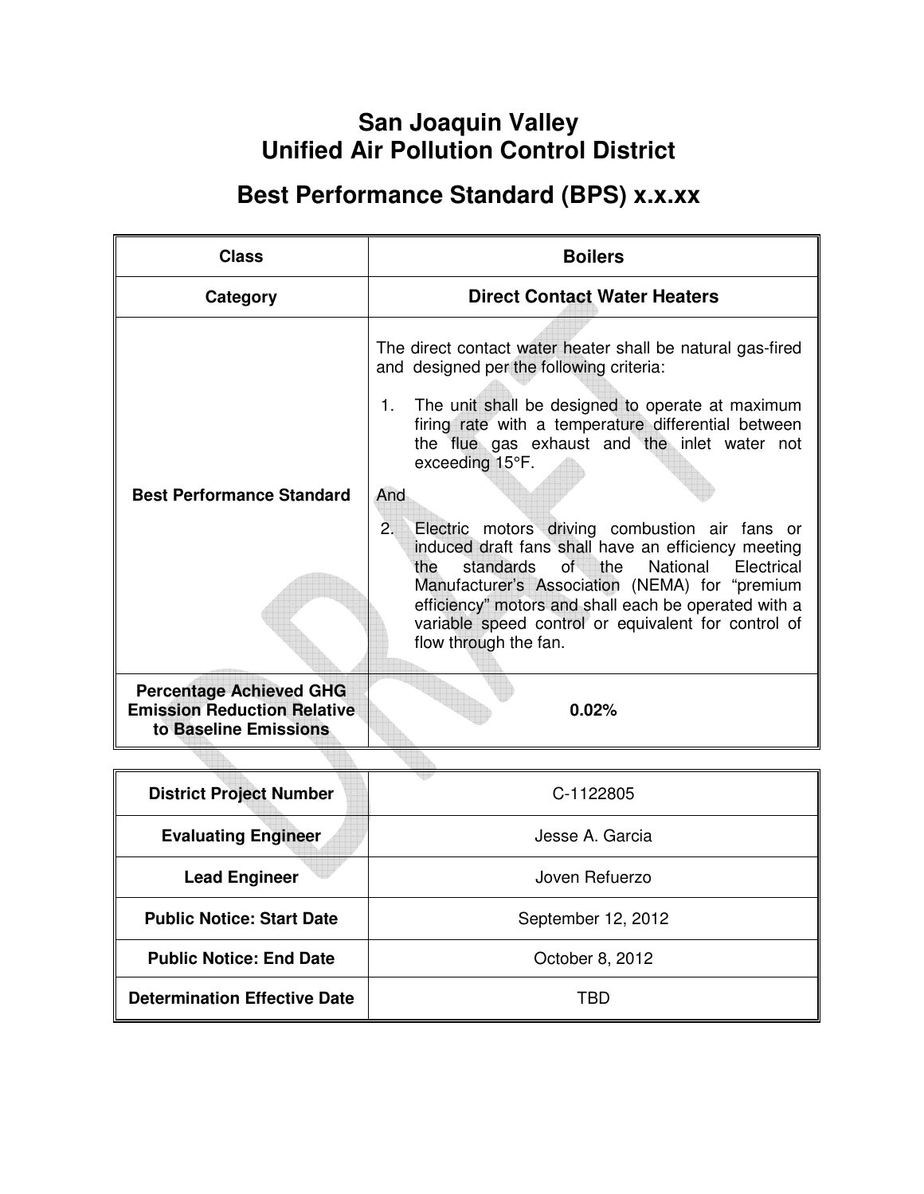# San Joaquin Valley Unified Air Pollution Control District

## Best Performance Standard (BPS) x.x.xx

| Class | Boilers |
|---|---|
| Category | Direct Contact Water Heaters |
| Best Performance Standard | The direct contact water heater shall be natural gas-fired and designed per the following criteria:<br><br>1. The unit shall be designed to operate at maximum firing rate with a temperature differential between the flue gas exhaust and the inlet water not exceeding 15°F.<br><br>And<br><br>2. Electric motors driving combustion air fans or induced draft fans shall have an efficiency meeting the standards of the National Electrical Manufacturer's Association (NEMA) for "premium efficiency" motors and shall each be operated with a variable speed control or equivalent for control of flow through the fan. |
| Percentage Achieved GHG Emission Reduction Relative to Baseline Emissions | 0.02% |

| District Project Number | C-1122805 |
|---|---|
| Evaluating Engineer | Jesse A. Garcia |
| Lead Engineer | Joven Refuerzo |
| Public Notice: Start Date | September 12, 2012 |
| Public Notice: End Date | October 8, 2012 |
| Determination Effective Date | TBD |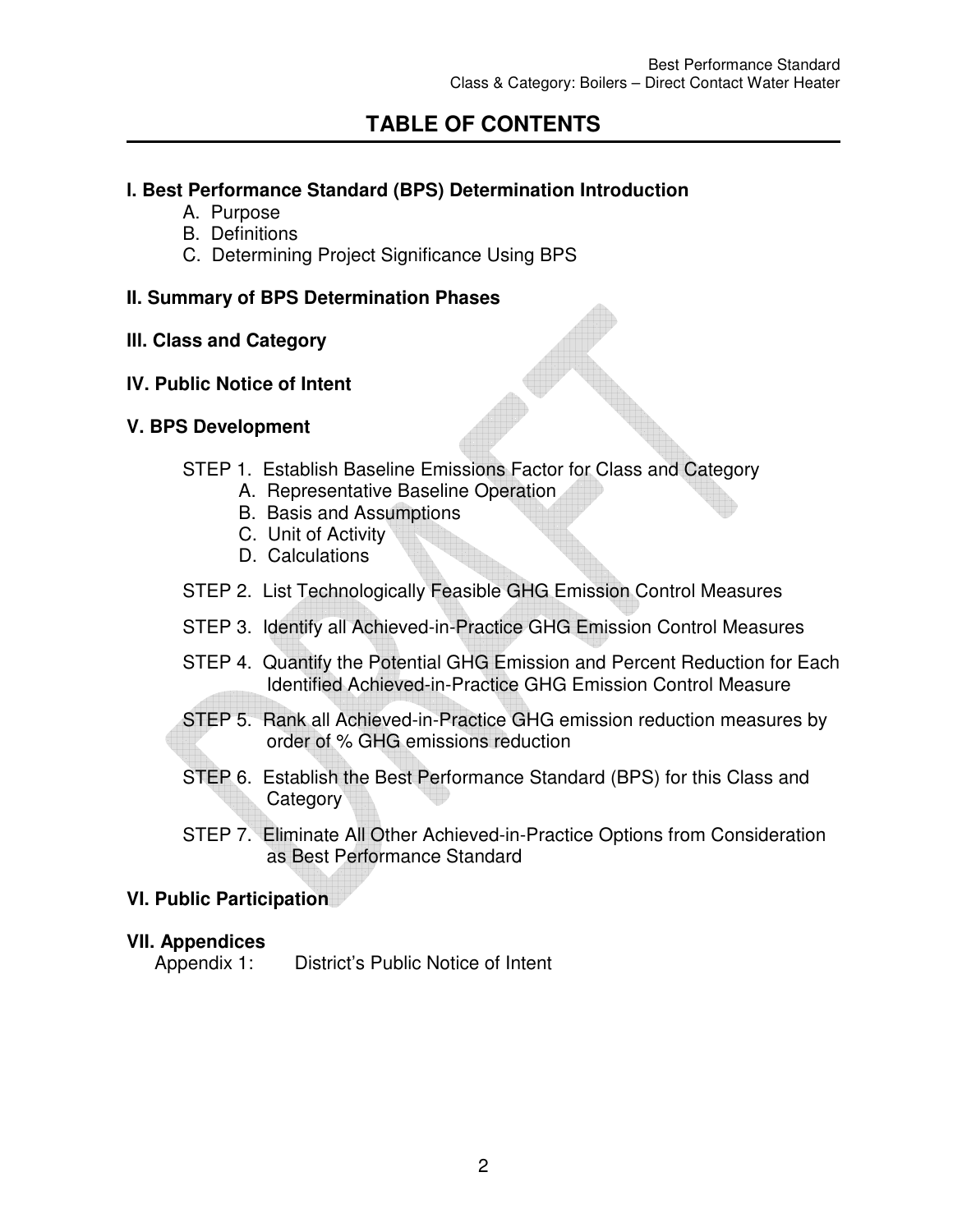# TABLE OF CONTENTS

**I. Best Performance Standard (BPS) Determination Introduction**

- A. Purpose
- B. Definitions
- C. Determining Project Significance Using BPS

**II. Summary of BPS Determination Phases**

**III. Class and Category**

**IV. Public Notice of Intent**

**V. BPS Development**

STEP 1. Establish Baseline Emissions Factor for Class and Category

- A. Representative Baseline Operation
- B. Basis and Assumptions
- C. Unit of Activity
- D. Calculations

STEP 2. List Technologically Feasible GHG Emission Control Measures

STEP 3. Identify all Achieved-in-Practice GHG Emission Control Measures

STEP 4. Quantify the Potential GHG Emission and Percent Reduction for Each Identified Achieved-in-Practice GHG Emission Control Measure

STEP 5. Rank all Achieved-in-Practice GHG emission reduction measures by order of % GHG emissions reduction

STEP 6. Establish the Best Performance Standard (BPS) for this Class and Category

STEP 7. Eliminate All Other Achieved-in-Practice Options from Consideration as Best Performance Standard

**VI. Public Participation**

**VII. Appendices**

Appendix 1: District's Public Notice of Intent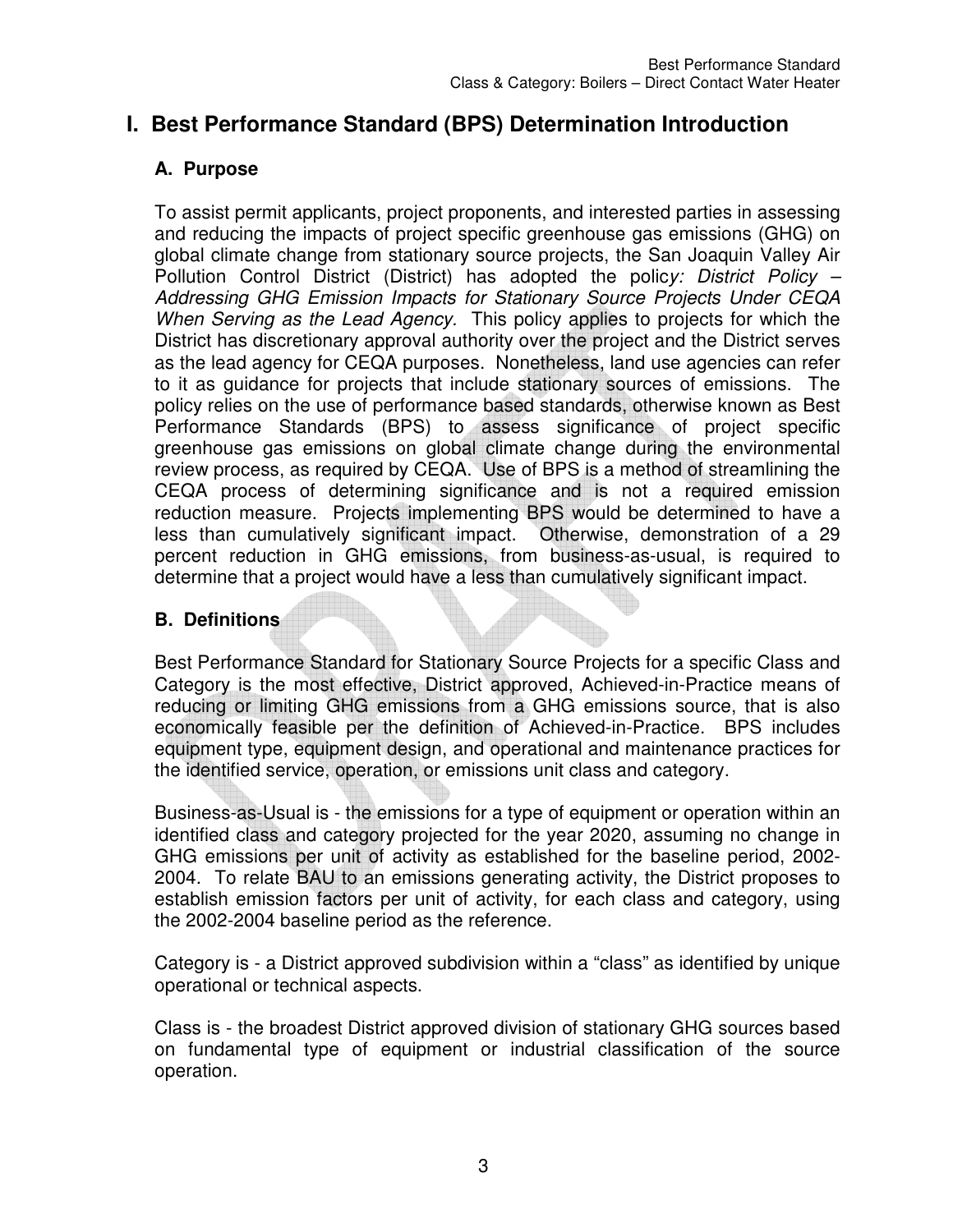# I. Best Performance Standard (BPS) Determination Introduction

## A. Purpose

To assist permit applicants, project proponents, and interested parties in assessing and reducing the impacts of project specific greenhouse gas emissions (GHG) on global climate change from stationary source projects, the San Joaquin Valley Air Pollution Control District (District) has adopted the policy*: District Policy – Addressing GHG Emission Impacts for Stationary Source Projects Under CEQA When Serving as the Lead Agency.* This policy applies to projects for which the District has discretionary approval authority over the project and the District serves as the lead agency for CEQA purposes. Nonetheless, land use agencies can refer to it as guidance for projects that include stationary sources of emissions. The policy relies on the use of performance based standards, otherwise known as Best Performance Standards (BPS) to assess significance of project specific greenhouse gas emissions on global climate change during the environmental review process, as required by CEQA. Use of BPS is a method of streamlining the CEQA process of determining significance and is not a required emission reduction measure. Projects implementing BPS would be determined to have a less than cumulatively significant impact. Otherwise, demonstration of a 29 percent reduction in GHG emissions, from business-as-usual, is required to determine that a project would have a less than cumulatively significant impact.

## B. Definitions

Best Performance Standard for Stationary Source Projects for a specific Class and Category is the most effective, District approved, Achieved-in-Practice means of reducing or limiting GHG emissions from a GHG emissions source, that is also economically feasible per the definition of Achieved-in-Practice. BPS includes equipment type, equipment design, and operational and maintenance practices for the identified service, operation, or emissions unit class and category.

Business-as-Usual is - the emissions for a type of equipment or operation within an identified class and category projected for the year 2020, assuming no change in GHG emissions per unit of activity as established for the baseline period, 2002-2004. To relate BAU to an emissions generating activity, the District proposes to establish emission factors per unit of activity, for each class and category, using the 2002-2004 baseline period as the reference.

Category is - a District approved subdivision within a "class" as identified by unique operational or technical aspects.

Class is - the broadest District approved division of stationary GHG sources based on fundamental type of equipment or industrial classification of the source operation.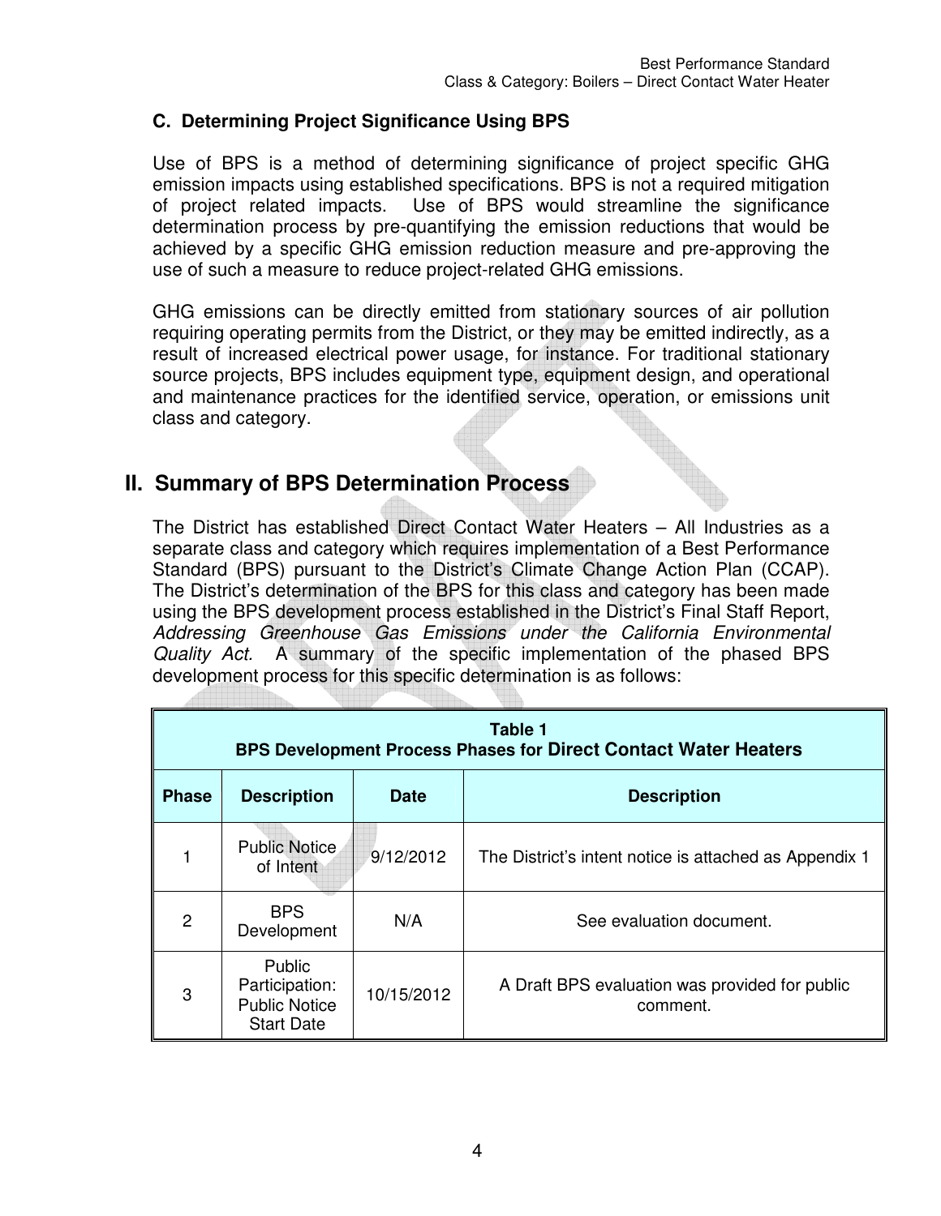### C. Determining Project Significance Using BPS

Use of BPS is a method of determining significance of project specific GHG emission impacts using established specifications. BPS is not a required mitigation of project related impacts. Use of BPS would streamline the significance determination process by pre-quantifying the emission reductions that would be achieved by a specific GHG emission reduction measure and pre-approving the use of such a measure to reduce project-related GHG emissions.

GHG emissions can be directly emitted from stationary sources of air pollution requiring operating permits from the District, or they may be emitted indirectly, as a result of increased electrical power usage, for instance. For traditional stationary source projects, BPS includes equipment type, equipment design, and operational and maintenance practices for the identified service, operation, or emissions unit class and category.

## II. Summary of BPS Determination Process

The District has established Direct Contact Water Heaters – All Industries as a separate class and category which requires implementation of a Best Performance Standard (BPS) pursuant to the District's Climate Change Action Plan (CCAP). The District's determination of the BPS for this class and category has been made using the BPS development process established in the District's Final Staff Report, *Addressing Greenhouse Gas Emissions under the California Environmental Quality Act.* A summary of the specific implementation of the phased BPS development process for this specific determination is as follows:

**Table 1**
**BPS Development Process Phases for Direct Contact Water Heaters**

| Phase | Description | Date | Description |
|---|---|---|---|
| 1 | Public Notice of Intent | 9/12/2012 | The District's intent notice is attached as Appendix 1 |
| 2 | BPS Development | N/A | See evaluation document. |
| 3 | Public Participation: Public Notice Start Date | 10/15/2012 | A Draft BPS evaluation was provided for public comment. |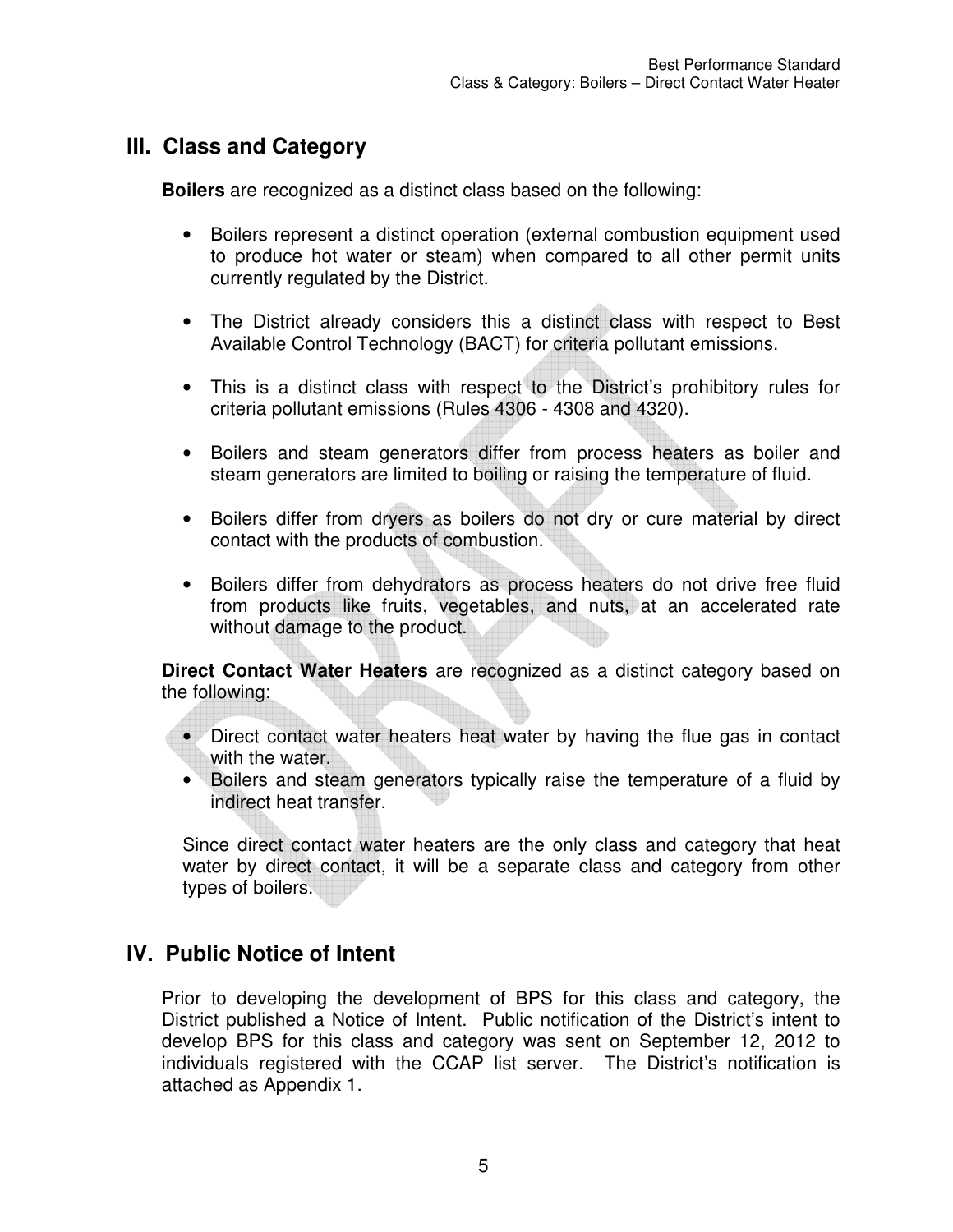## III. Class and Category

**Boilers** are recognized as a distinct class based on the following:

- Boilers represent a distinct operation (external combustion equipment used to produce hot water or steam) when compared to all other permit units currently regulated by the District.
- The District already considers this a distinct class with respect to Best Available Control Technology (BACT) for criteria pollutant emissions.
- This is a distinct class with respect to the District's prohibitory rules for criteria pollutant emissions (Rules 4306 - 4308 and 4320).
- Boilers and steam generators differ from process heaters as boiler and steam generators are limited to boiling or raising the temperature of fluid.
- Boilers differ from dryers as boilers do not dry or cure material by direct contact with the products of combustion.
- Boilers differ from dehydrators as process heaters do not drive free fluid from products like fruits, vegetables, and nuts, at an accelerated rate without damage to the product.

**Direct Contact Water Heaters** are recognized as a distinct category based on the following:

- Direct contact water heaters heat water by having the flue gas in contact with the water.
- Boilers and steam generators typically raise the temperature of a fluid by indirect heat transfer.

Since direct contact water heaters are the only class and category that heat water by direct contact, it will be a separate class and category from other types of boilers.

## IV. Public Notice of Intent

Prior to developing the development of BPS for this class and category, the District published a Notice of Intent. Public notification of the District's intent to develop BPS for this class and category was sent on September 12, 2012 to individuals registered with the CCAP list server. The District's notification is attached as Appendix 1.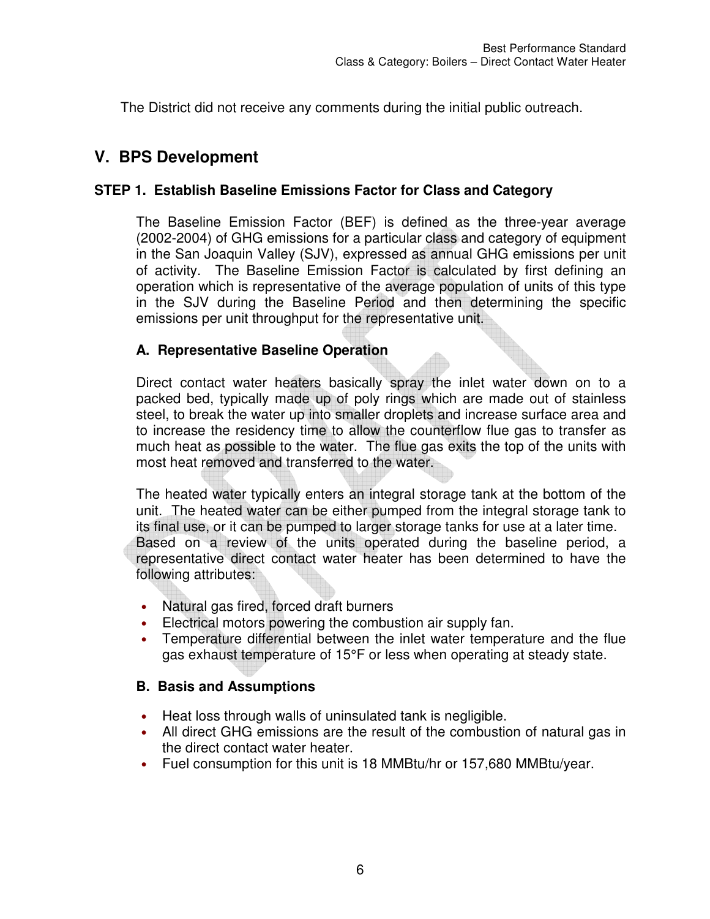The District did not receive any comments during the initial public outreach.

## V. BPS Development

### STEP 1. Establish Baseline Emissions Factor for Class and Category

The Baseline Emission Factor (BEF) is defined as the three-year average (2002-2004) of GHG emissions for a particular class and category of equipment in the San Joaquin Valley (SJV), expressed as annual GHG emissions per unit of activity. The Baseline Emission Factor is calculated by first defining an operation which is representative of the average population of units of this type in the SJV during the Baseline Period and then determining the specific emissions per unit throughput for the representative unit.

#### A. Representative Baseline Operation

Direct contact water heaters basically spray the inlet water down on to a packed bed, typically made up of poly rings which are made out of stainless steel, to break the water up into smaller droplets and increase surface area and to increase the residency time to allow the counterflow flue gas to transfer as much heat as possible to the water. The flue gas exits the top of the units with most heat removed and transferred to the water.

The heated water typically enters an integral storage tank at the bottom of the unit. The heated water can be either pumped from the integral storage tank to its final use, or it can be pumped to larger storage tanks for use at a later time. Based on a review of the units operated during the baseline period, a representative direct contact water heater has been determined to have the following attributes:

- Natural gas fired, forced draft burners
- Electrical motors powering the combustion air supply fan.
- Temperature differential between the inlet water temperature and the flue gas exhaust temperature of 15°F or less when operating at steady state.

#### B. Basis and Assumptions

- Heat loss through walls of uninsulated tank is negligible.
- All direct GHG emissions are the result of the combustion of natural gas in the direct contact water heater.
- Fuel consumption for this unit is 18 MMBtu/hr or 157,680 MMBtu/year.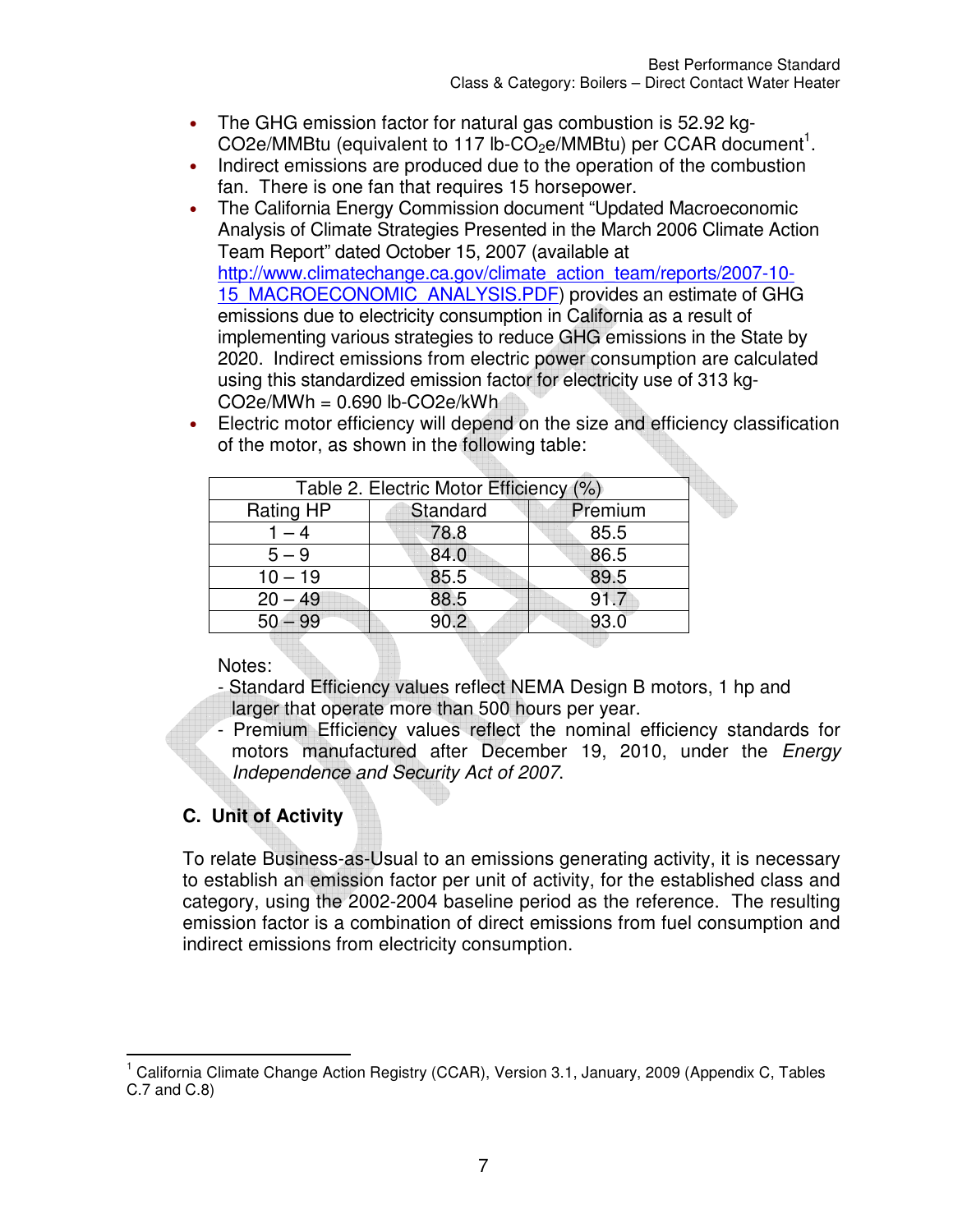- The GHG emission factor for natural gas combustion is 52.92 kg-$CO_2e$/MMBtu (equivalent to 117 lb-$CO_2e$/MMBtu) per CCAR document[1].
- Indirect emissions are produced due to the operation of the combustion fan. There is one fan that requires 15 horsepower.
- The California Energy Commission document "Updated Macroeconomic Analysis of Climate Strategies Presented in the March 2006 Climate Action Team Report" dated October 15, 2007 (available at http://www.climatechange.ca.gov/climate_action_team/reports/2007-10-15_MACROECONOMIC_ANALYSIS.PDF) provides an estimate of GHG emissions due to electricity consumption in California as a result of implementing various strategies to reduce GHG emissions in the State by 2020. Indirect emissions from electric power consumption are calculated using this standardized emission factor for electricity use of 313 kg-$CO_2e$/MWh = 0.690 lb-$CO_2e$/kWh
- Electric motor efficiency will depend on the size and efficiency classification of the motor, as shown in the following table:

| Table 2. Electric Motor Efficiency (%) | | |
|---|---|---|
| Rating HP | Standard | Premium |
| 1 – 4 | 78.8 | 85.5 |
| 5 – 9 | 84.0 | 86.5 |
| 10 – 19 | 85.5 | 89.5 |
| 20 – 49 | 88.5 | 91.7 |
| 50 – 99 | 90.2 | 93.0 |

Notes:
- Standard Efficiency values reflect NEMA Design B motors, 1 hp and larger that operate more than 500 hours per year.
- Premium Efficiency values reflect the nominal efficiency standards for motors manufactured after December 19, 2010, under the *Energy Independence and Security Act of 2007.*

## C. Unit of Activity

To relate Business-as-Usual to an emissions generating activity, it is necessary to establish an emission factor per unit of activity, for the established class and category, using the 2002-2004 baseline period as the reference. The resulting emission factor is a combination of direct emissions from fuel consumption and indirect emissions from electricity consumption.

[1] California Climate Change Action Registry (CCAR), Version 3.1, January, 2009 (Appendix C, Tables C.7 and C.8)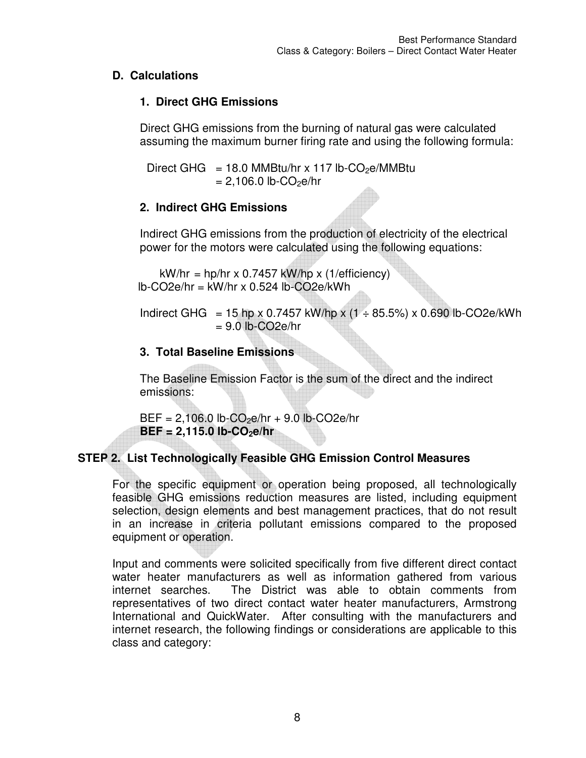## D. Calculations

### 1. Direct GHG Emissions

Direct GHG emissions from the burning of natural gas were calculated assuming the maximum burner firing rate and using the following formula:

Direct GHG = 18.0 MMBtu/hr x 117 lb-$CO_2$e/MMBtu
= 2,106.0 lb-$CO_2$e/hr

### 2. Indirect GHG Emissions

Indirect GHG emissions from the production of electricity of the electrical power for the motors were calculated using the following equations:

kW/hr = hp/hr x 0.7457 kW/hp x (1/efficiency)
lb-CO2e/hr = kW/hr x 0.524 lb-CO2e/kWh

Indirect GHG = 15 hp x 0.7457 kW/hp x (1 ÷ 85.5%) x 0.690 lb-CO2e/kWh
= 9.0 lb-CO2e/hr

### 3. Total Baseline Emissions

The Baseline Emission Factor is the sum of the direct and the indirect emissions:

BEF = 2,106.0 lb-$CO_2$e/hr + 9.0 lb-CO2e/hr
**BEF = 2,115.0 lb-$CO_2$e/hr**

## STEP 2. List Technologically Feasible GHG Emission Control Measures

For the specific equipment or operation being proposed, all technologically feasible GHG emissions reduction measures are listed, including equipment selection, design elements and best management practices, that do not result in an increase in criteria pollutant emissions compared to the proposed equipment or operation.

Input and comments were solicited specifically from five different direct contact water heater manufacturers as well as information gathered from various internet searches. The District was able to obtain comments from representatives of two direct contact water heater manufacturers, Armstrong International and QuickWater. After consulting with the manufacturers and internet research, the following findings or considerations are applicable to this class and category: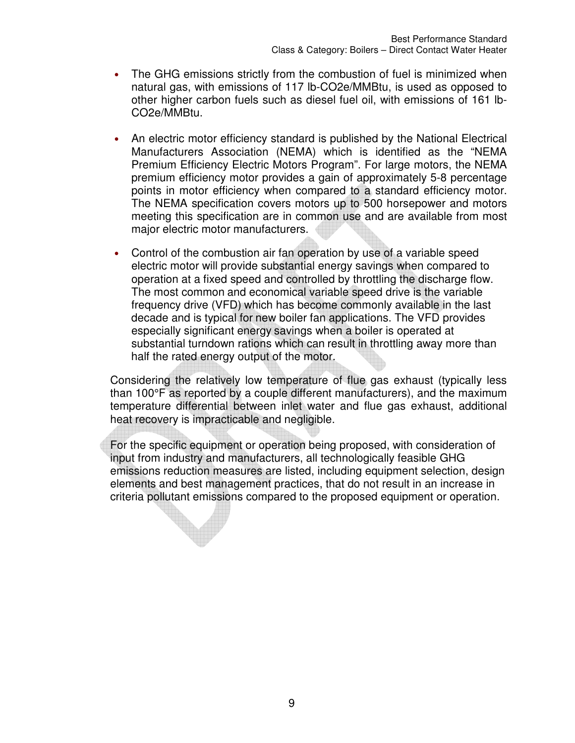- The GHG emissions strictly from the combustion of fuel is minimized when natural gas, with emissions of 117 lb-CO2e/MMBtu, is used as opposed to other higher carbon fuels such as diesel fuel oil, with emissions of 161 lb-CO2e/MMBtu.

- An electric motor efficiency standard is published by the National Electrical Manufacturers Association (NEMA) which is identified as the "NEMA Premium Efficiency Electric Motors Program". For large motors, the NEMA premium efficiency motor provides a gain of approximately 5-8 percentage points in motor efficiency when compared to a standard efficiency motor. The NEMA specification covers motors up to 500 horsepower and motors meeting this specification are in common use and are available from most major electric motor manufacturers.

- Control of the combustion air fan operation by use of a variable speed electric motor will provide substantial energy savings when compared to operation at a fixed speed and controlled by throttling the discharge flow. The most common and economical variable speed drive is the variable frequency drive (VFD) which has become commonly available in the last decade and is typical for new boiler fan applications. The VFD provides especially significant energy savings when a boiler is operated at substantial turndown rations which can result in throttling away more than half the rated energy output of the motor.

Considering the relatively low temperature of flue gas exhaust (typically less than 100°F as reported by a couple different manufacturers), and the maximum temperature differential between inlet water and flue gas exhaust, additional heat recovery is impracticable and negligible.

For the specific equipment or operation being proposed, with consideration of input from industry and manufacturers, all technologically feasible GHG emissions reduction measures are listed, including equipment selection, design elements and best management practices, that do not result in an increase in criteria pollutant emissions compared to the proposed equipment or operation.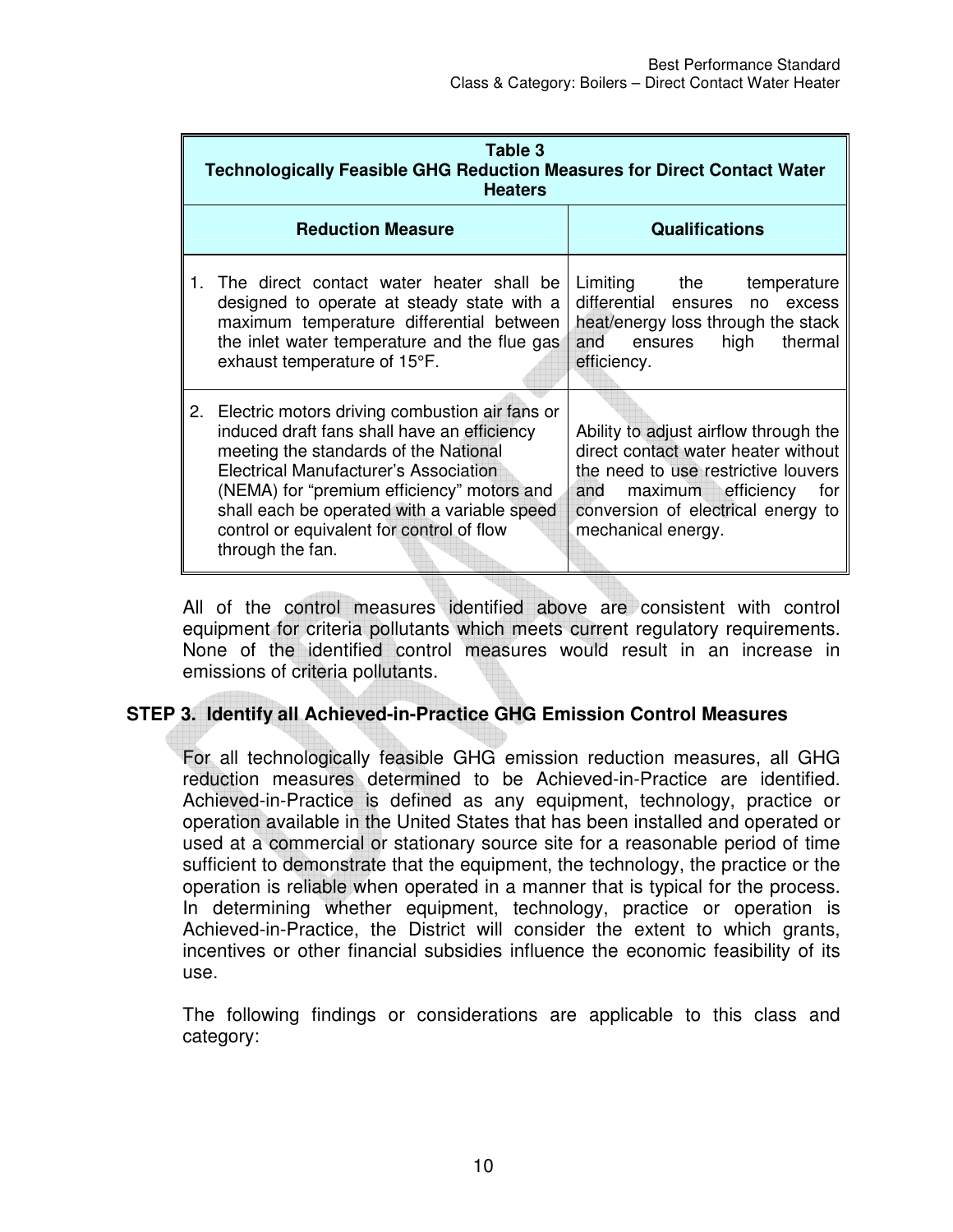| Table 3 Technologically Feasible GHG Reduction Measures for Direct Contact Water Heaters | |
|---|---|
| **Reduction Measure** | **Qualifications** |
| 1. The direct contact water heater shall be designed to operate at steady state with a maximum temperature differential between the inlet water temperature and the flue gas exhaust temperature of 15°F. | Limiting the temperature differential ensures no excess heat/energy loss through the stack and ensures high thermal efficiency. |
| 2. Electric motors driving combustion air fans or induced draft fans shall have an efficiency meeting the standards of the National Electrical Manufacturer's Association (NEMA) for "premium efficiency" motors and shall each be operated with a variable speed control or equivalent for control of flow through the fan. | Ability to adjust airflow through the direct contact water heater without the need to use restrictive louvers and maximum efficiency for conversion of electrical energy to mechanical energy. |

All of the control measures identified above are consistent with control equipment for criteria pollutants which meets current regulatory requirements. None of the identified control measures would result in an increase in emissions of criteria pollutants.

## STEP 3. Identify all Achieved-in-Practice GHG Emission Control Measures

For all technologically feasible GHG emission reduction measures, all GHG reduction measures determined to be Achieved-in-Practice are identified. Achieved-in-Practice is defined as any equipment, technology, practice or operation available in the United States that has been installed and operated or used at a commercial or stationary source site for a reasonable period of time sufficient to demonstrate that the equipment, the technology, the practice or the operation is reliable when operated in a manner that is typical for the process. In determining whether equipment, technology, practice or operation is Achieved-in-Practice, the District will consider the extent to which grants, incentives or other financial subsidies influence the economic feasibility of its use.

The following findings or considerations are applicable to this class and category: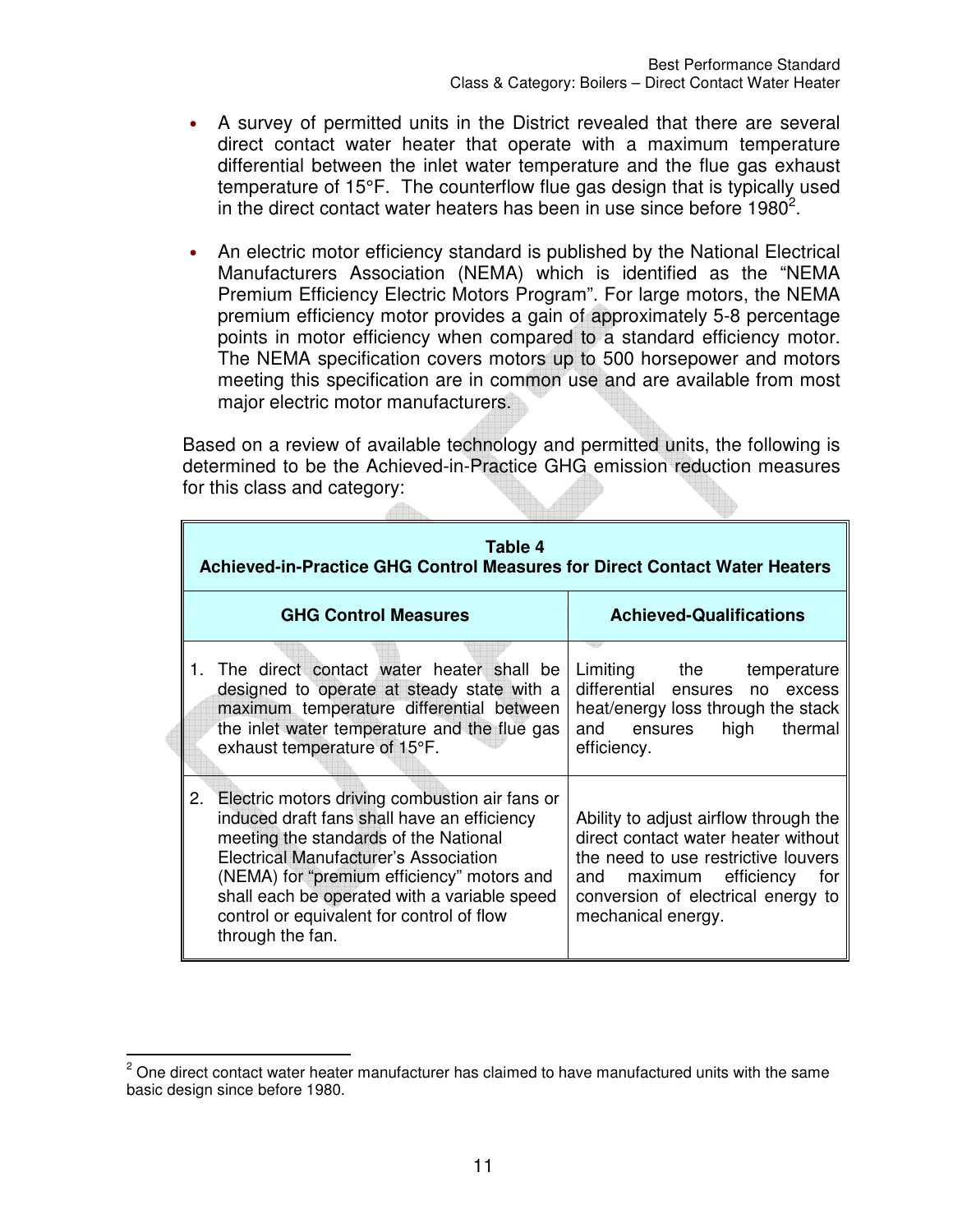- A survey of permitted units in the District revealed that there are several direct contact water heater that operate with a maximum temperature differential between the inlet water temperature and the flue gas exhaust temperature of 15°F. The counterflow flue gas design that is typically used in the direct contact water heaters has been in use since before 1980[2].

- An electric motor efficiency standard is published by the National Electrical Manufacturers Association (NEMA) which is identified as the "NEMA Premium Efficiency Electric Motors Program". For large motors, the NEMA premium efficiency motor provides a gain of approximately 5-8 percentage points in motor efficiency when compared to a standard efficiency motor. The NEMA specification covers motors up to 500 horsepower and motors meeting this specification are in common use and are available from most major electric motor manufacturers.

Based on a review of available technology and permitted units, the following is determined to be the Achieved-in-Practice GHG emission reduction measures for this class and category:

**Table 4**
**Achieved-in-Practice GHG Control Measures for Direct Contact Water Heaters**

| GHG Control Measures | Achieved-Qualifications |
|---|---|
| 1. The direct contact water heater shall be designed to operate at steady state with a maximum temperature differential between the inlet water temperature and the flue gas exhaust temperature of 15°F. | Limiting the temperature differential ensures no excess heat/energy loss through the stack and ensures high thermal efficiency. |
| 2. Electric motors driving combustion air fans or induced draft fans shall have an efficiency meeting the standards of the National Electrical Manufacturer's Association (NEMA) for "premium efficiency" motors and shall each be operated with a variable speed control or equivalent for control of flow through the fan. | Ability to adjust airflow through the direct contact water heater without the need to use restrictive louvers and maximum efficiency for conversion of electrical energy to mechanical energy. |

[2] One direct contact water heater manufacturer has claimed to have manufactured units with the same basic design since before 1980.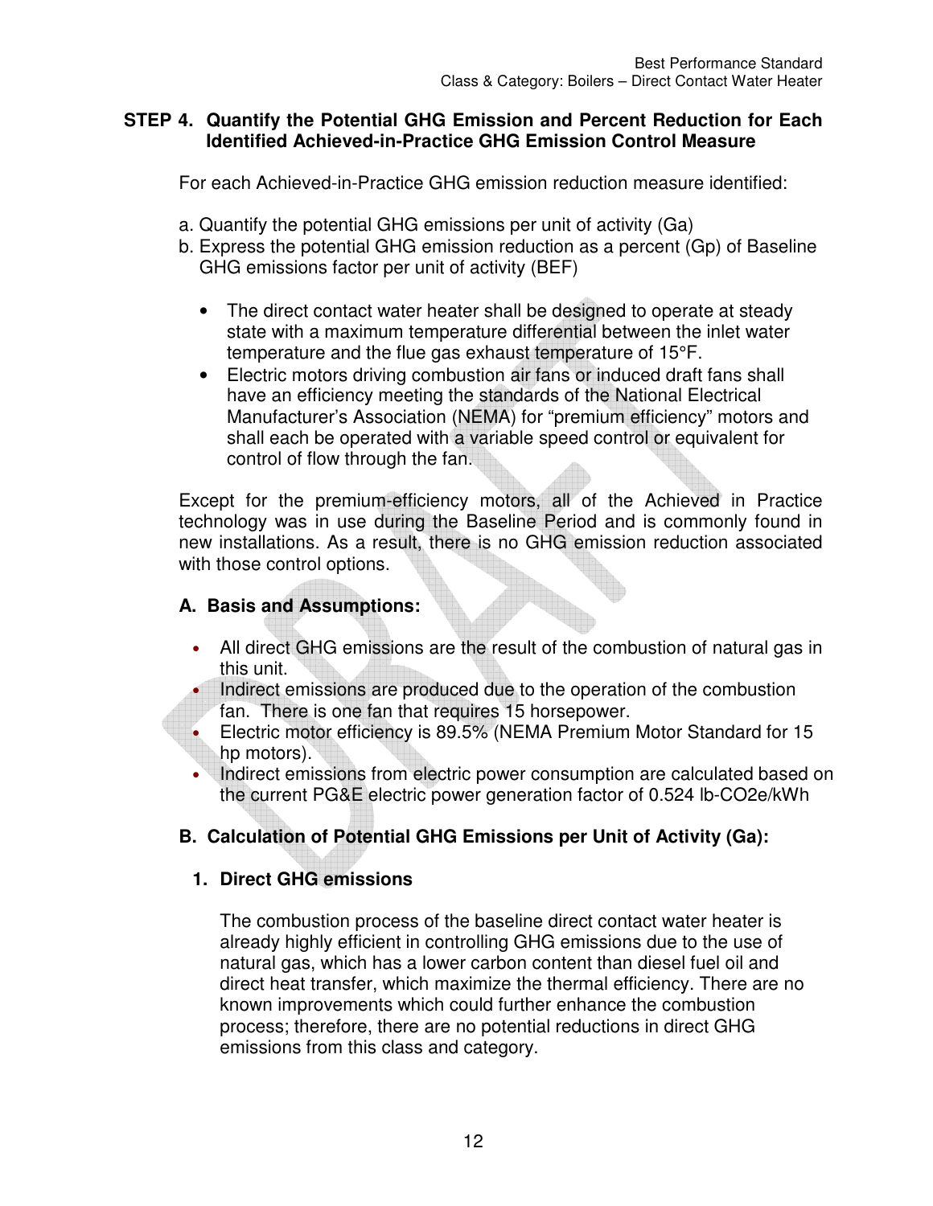### STEP 4. Quantify the Potential GHG Emission and Percent Reduction for Each Identified Achieved-in-Practice GHG Emission Control Measure

For each Achieved-in-Practice GHG emission reduction measure identified:

a. Quantify the potential GHG emissions per unit of activity (Ga)
b. Express the potential GHG emission reduction as a percent (Gp) of Baseline GHG emissions factor per unit of activity (BEF)

- The direct contact water heater shall be designed to operate at steady state with a maximum temperature differential between the inlet water temperature and the flue gas exhaust temperature of 15°F.
- Electric motors driving combustion air fans or induced draft fans shall have an efficiency meeting the standards of the National Electrical Manufacturer's Association (NEMA) for "premium efficiency" motors and shall each be operated with a variable speed control or equivalent for control of flow through the fan.

Except for the premium-efficiency motors, all of the Achieved in Practice technology was in use during the Baseline Period and is commonly found in new installations. As a result, there is no GHG emission reduction associated with those control options.

#### A. Basis and Assumptions:

- All direct GHG emissions are the result of the combustion of natural gas in this unit.
- Indirect emissions are produced due to the operation of the combustion fan. There is one fan that requires 15 horsepower.
- Electric motor efficiency is 89.5% (NEMA Premium Motor Standard for 15 hp motors).
- Indirect emissions from electric power consumption are calculated based on the current PG&E electric power generation factor of 0.524 lb-$CO_2e$/kWh

#### B. Calculation of Potential GHG Emissions per Unit of Activity (Ga):

##### 1. Direct GHG emissions

The combustion process of the baseline direct contact water heater is already highly efficient in controlling GHG emissions due to the use of natural gas, which has a lower carbon content than diesel fuel oil and direct heat transfer, which maximize the thermal efficiency. There are no known improvements which could further enhance the combustion process; therefore, there are no potential reductions in direct GHG emissions from this class and category.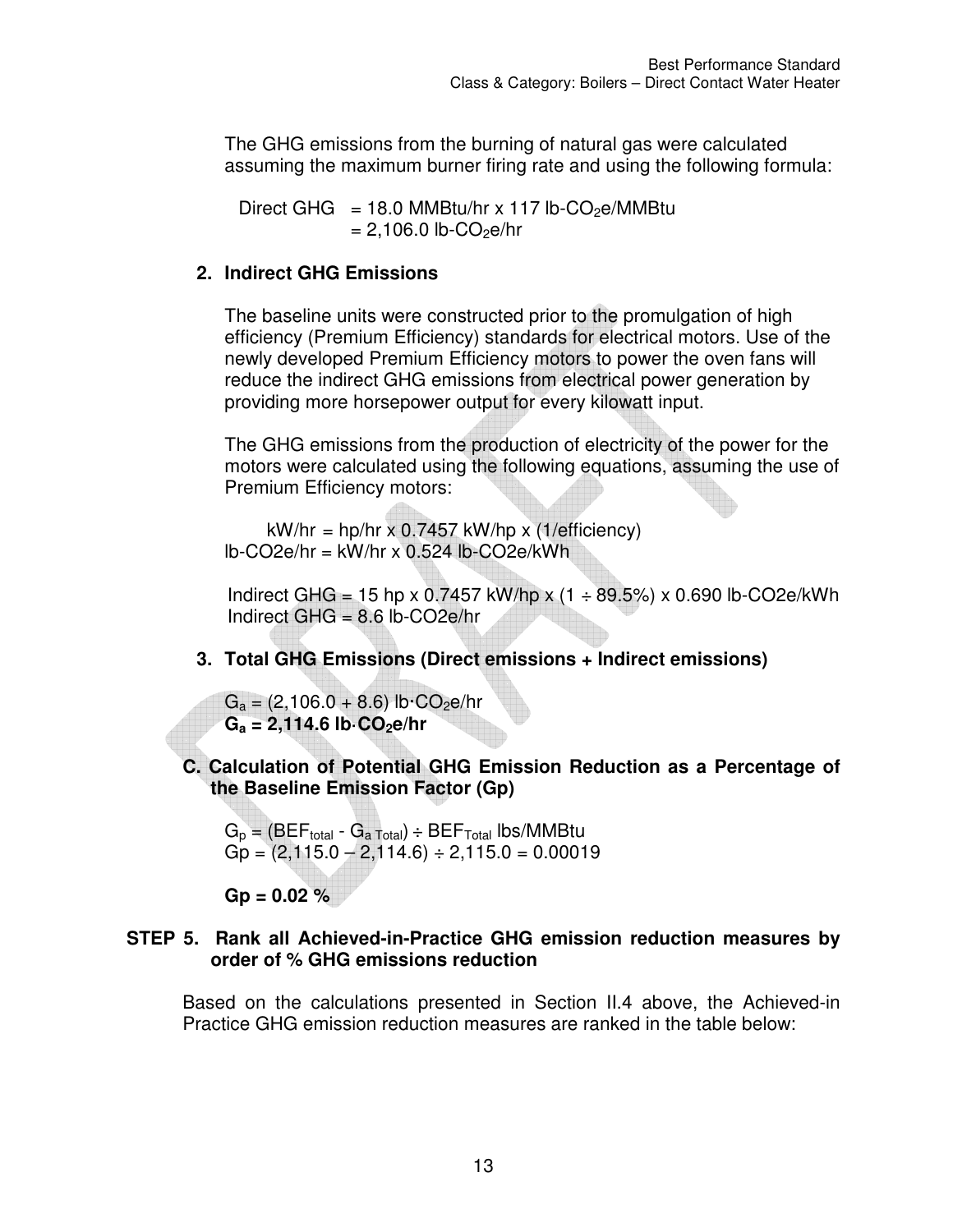The GHG emissions from the burning of natural gas were calculated assuming the maximum burner firing rate and using the following formula:

$$\text{Direct GHG} = 18.0 \text{ MMBtu/hr} \times 117 \text{ lb-}CO_2\text{e/MMBtu} = 2{,}106.0 \text{ lb-}CO_2\text{e/hr}$$

**2. Indirect GHG Emissions**

The baseline units were constructed prior to the promulgation of high efficiency (Premium Efficiency) standards for electrical motors. Use of the newly developed Premium Efficiency motors to power the oven fans will reduce the indirect GHG emissions from electrical power generation by providing more horsepower output for every kilowatt input.

The GHG emissions from the production of electricity of the power for the motors were calculated using the following equations, assuming the use of Premium Efficiency motors:

$$\text{kW/hr} = \text{hp/hr} \times 0.7457 \text{ kW/hp} \times (1/\text{efficiency})$$
$$\text{lb-CO2e/hr} = \text{kW/hr} \times 0.524 \text{ lb-CO2e/kWh}$$

$$\text{Indirect GHG} = 15 \text{ hp} \times 0.7457 \text{ kW/hp} \times (1 \div 89.5\%) \times 0.690 \text{ lb-CO2e/kWh}$$
$$\text{Indirect GHG} = 8.6 \text{ lb-CO2e/hr}$$

**3. Total GHG Emissions (Direct emissions + Indirect emissions)**

$$G_a = (2{,}106.0 + 8.6) \text{ lb}\cdot CO_2\text{e/hr}$$
$$\mathbf{G_a = 2{,}114.6 \text{ lb}\cdot CO_2\text{e/hr}}$$

**C. Calculation of Potential GHG Emission Reduction as a Percentage of the Baseline Emission Factor (Gp)**

$$G_p = (BEF_{total} - G_{a\ Total}) \div BEF_{Total} \text{ lbs/MMBtu}$$
$$Gp = (2{,}115.0 - 2{,}114.6) \div 2{,}115.0 = 0.00019$$

**Gp = 0.02 %**

**STEP 5. Rank all Achieved-in-Practice GHG emission reduction measures by order of % GHG emissions reduction**

Based on the calculations presented in Section II.4 above, the Achieved-in Practice GHG emission reduction measures are ranked in the table below: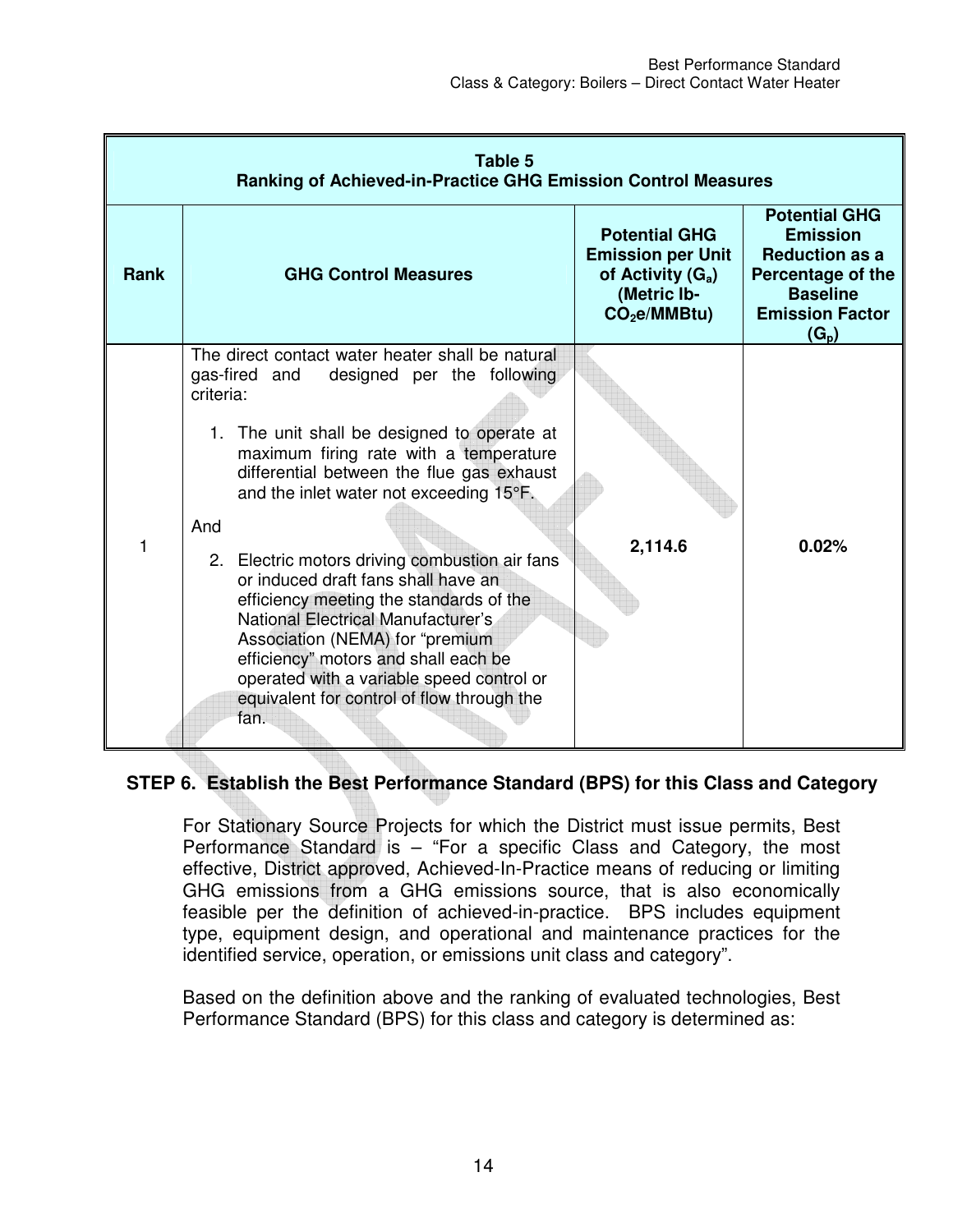| Table 5<br>Ranking of Achieved-in-Practice GHG Emission Control Measures | | | |
|---|---|---|---|
| **Rank** | **GHG Control Measures** | **Potential GHG Emission per Unit of Activity ($G_a$) (Metric lb-$CO_2$e/MMBtu)** | **Potential GHG Emission Reduction as a Percentage of the Baseline Emission Factor ($G_p$)** |
| 1 | The direct contact water heater shall be natural gas-fired and designed per the following criteria:<br><br>1. The unit shall be designed to operate at maximum firing rate with a temperature differential between the flue gas exhaust and the inlet water not exceeding 15°F.<br><br>And<br><br>2. Electric motors driving combustion air fans or induced draft fans shall have an efficiency meeting the standards of the National Electrical Manufacturer's Association (NEMA) for "premium efficiency" motors and shall each be operated with a variable speed control or equivalent for control of flow through the fan. | **2,114.6** | **0.02%** |

## STEP 6. Establish the Best Performance Standard (BPS) for this Class and Category

For Stationary Source Projects for which the District must issue permits, Best Performance Standard is – "For a specific Class and Category, the most effective, District approved, Achieved-In-Practice means of reducing or limiting GHG emissions from a GHG emissions source, that is also economically feasible per the definition of achieved-in-practice. BPS includes equipment type, equipment design, and operational and maintenance practices for the identified service, operation, or emissions unit class and category".

Based on the definition above and the ranking of evaluated technologies, Best Performance Standard (BPS) for this class and category is determined as: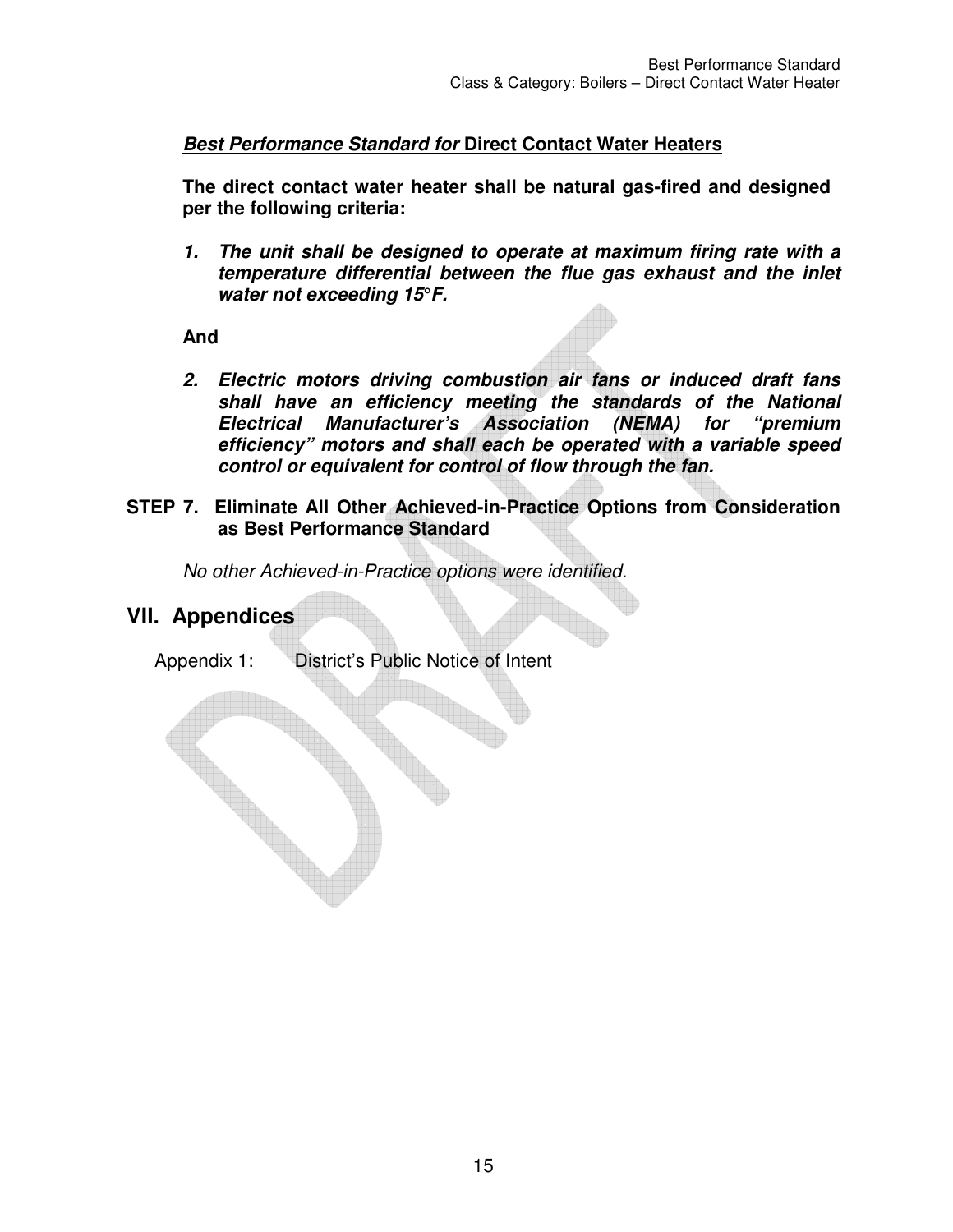***Best Performance Standard for* Direct Contact Water Heaters**

**The direct contact water heater shall be natural gas-fired and designed per the following criteria:**

1. ***The unit shall be designed to operate at maximum firing rate with a temperature differential between the flue gas exhaust and the inlet water not exceeding 15°F.***

**And**

2. ***Electric motors driving combustion air fans or induced draft fans shall have an efficiency meeting the standards of the National Electrical Manufacturer's Association (NEMA) for "premium efficiency" motors and shall each be operated with a variable speed control or equivalent for control of flow through the fan.***

**STEP 7. Eliminate All Other Achieved-in-Practice Options from Consideration as Best Performance Standard**

*No other Achieved-in-Practice options were identified.*

## VII. Appendices

Appendix 1: District's Public Notice of Intent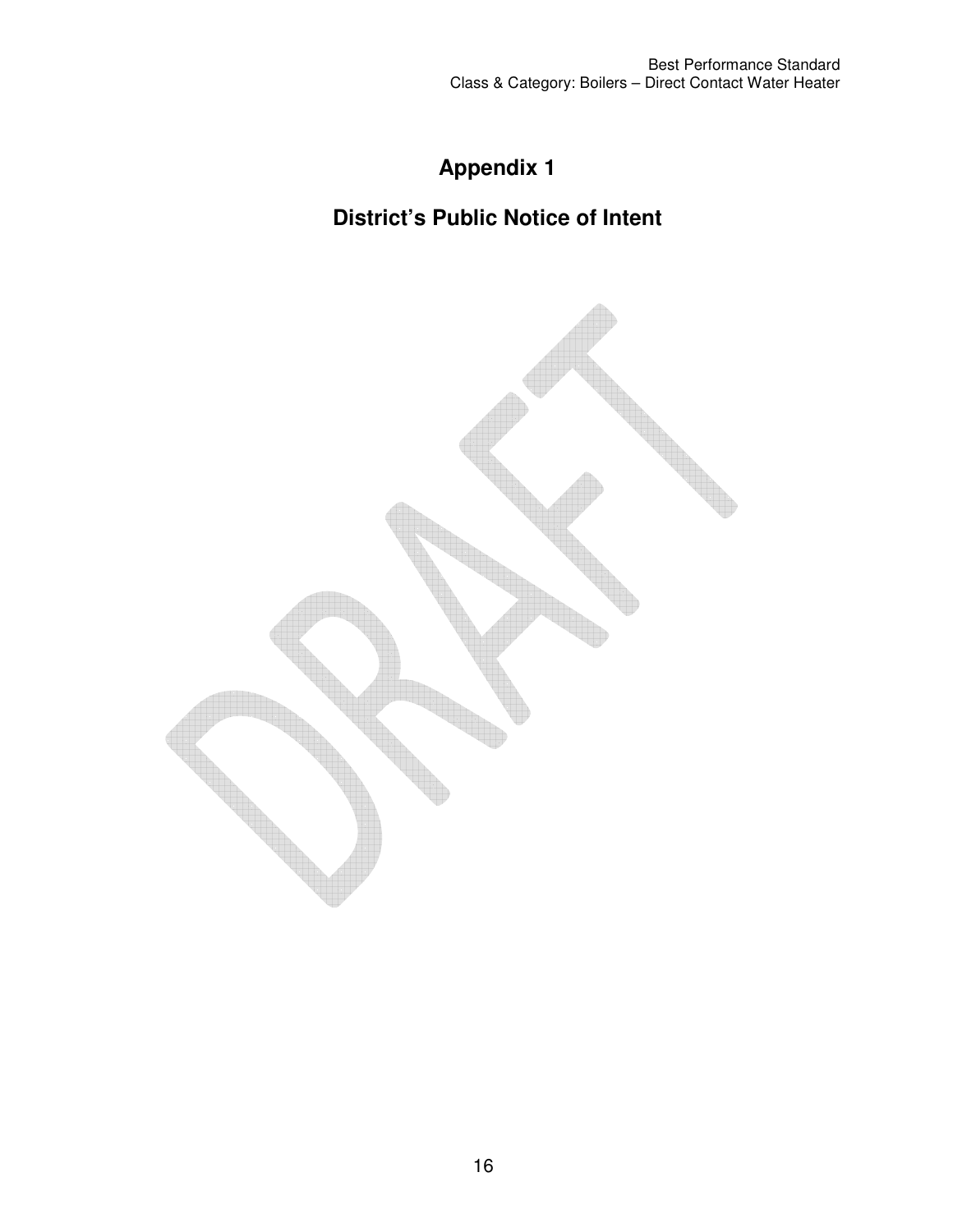# Appendix 1

# District's Public Notice of Intent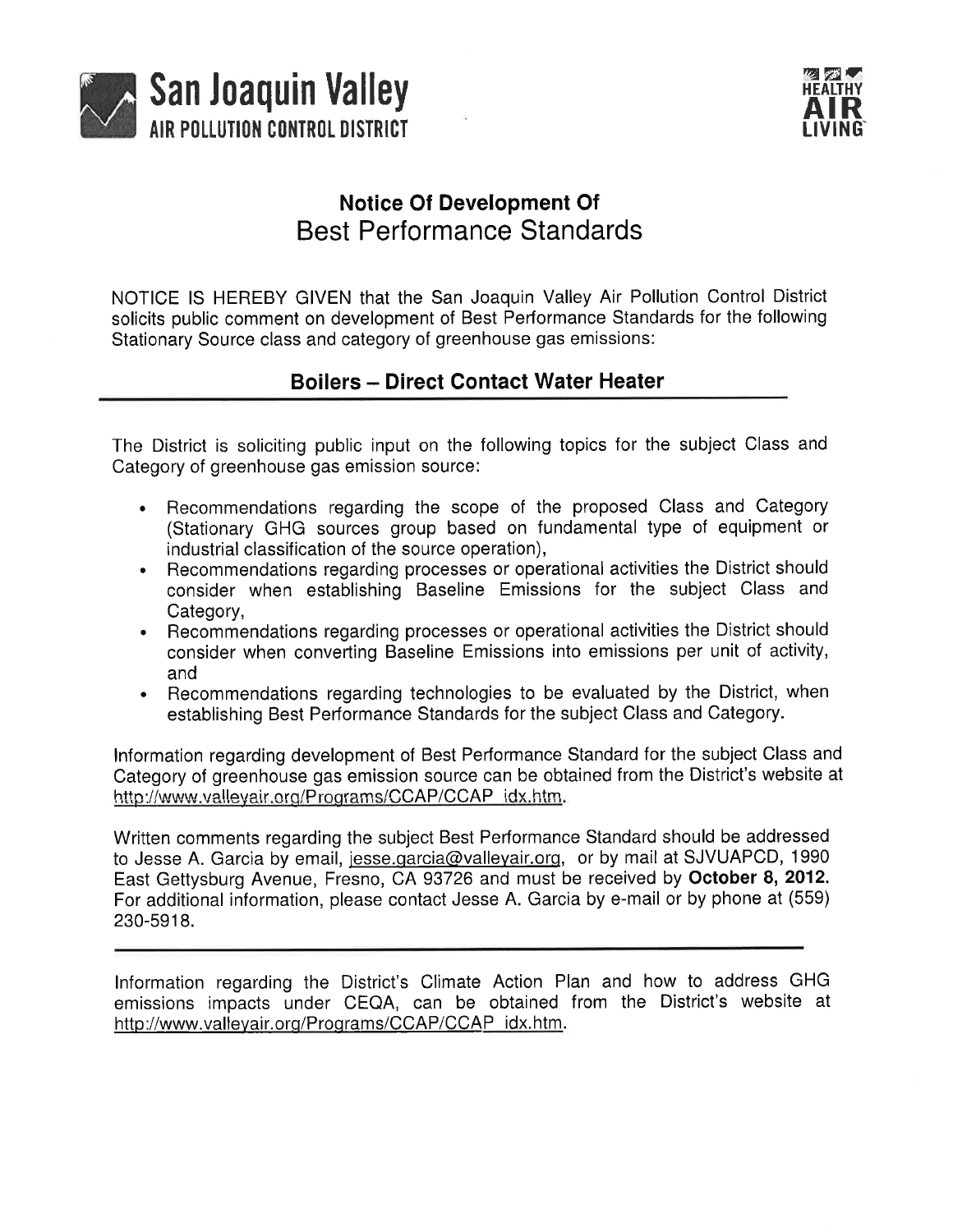**San Joaquin Valley**
**AIR POLLUTION CONTROL DISTRICT**

**HEALTHY AIR LIVING**

# Notice Of Development Of
## Best Performance Standards

NOTICE IS HEREBY GIVEN that the San Joaquin Valley Air Pollution Control District solicits public comment on development of Best Performance Standards for the following Stationary Source class and category of greenhouse gas emissions:

### Boilers – Direct Contact Water Heater

The District is soliciting public input on the following topics for the subject Class and Category of greenhouse gas emission source:

- Recommendations regarding the scope of the proposed Class and Category (Stationary GHG sources group based on fundamental type of equipment or industrial classification of the source operation),
- Recommendations regarding processes or operational activities the District should consider when establishing Baseline Emissions for the subject Class and Category,
- Recommendations regarding processes or operational activities the District should consider when converting Baseline Emissions into emissions per unit of activity, and
- Recommendations regarding technologies to be evaluated by the District, when establishing Best Performance Standards for the subject Class and Category.

Information regarding development of Best Performance Standard for the subject Class and Category of greenhouse gas emission source can be obtained from the District's website at http://www.valleyair.org/Programs/CCAP/CCAP_idx.htm.

Written comments regarding the subject Best Performance Standard should be addressed to Jesse A. Garcia by email, jesse.garcia@valleyair.org, or by mail at SJVUAPCD, 1990 East Gettysburg Avenue, Fresno, CA 93726 and must be received by **October 8, 2012.** For additional information, please contact Jesse A. Garcia by e-mail or by phone at (559) 230-5918.

---

Information regarding the District's Climate Action Plan and how to address GHG emissions impacts under CEQA, can be obtained from the District's website at http://www.valleyair.org/Programs/CCAP/CCAP_idx.htm.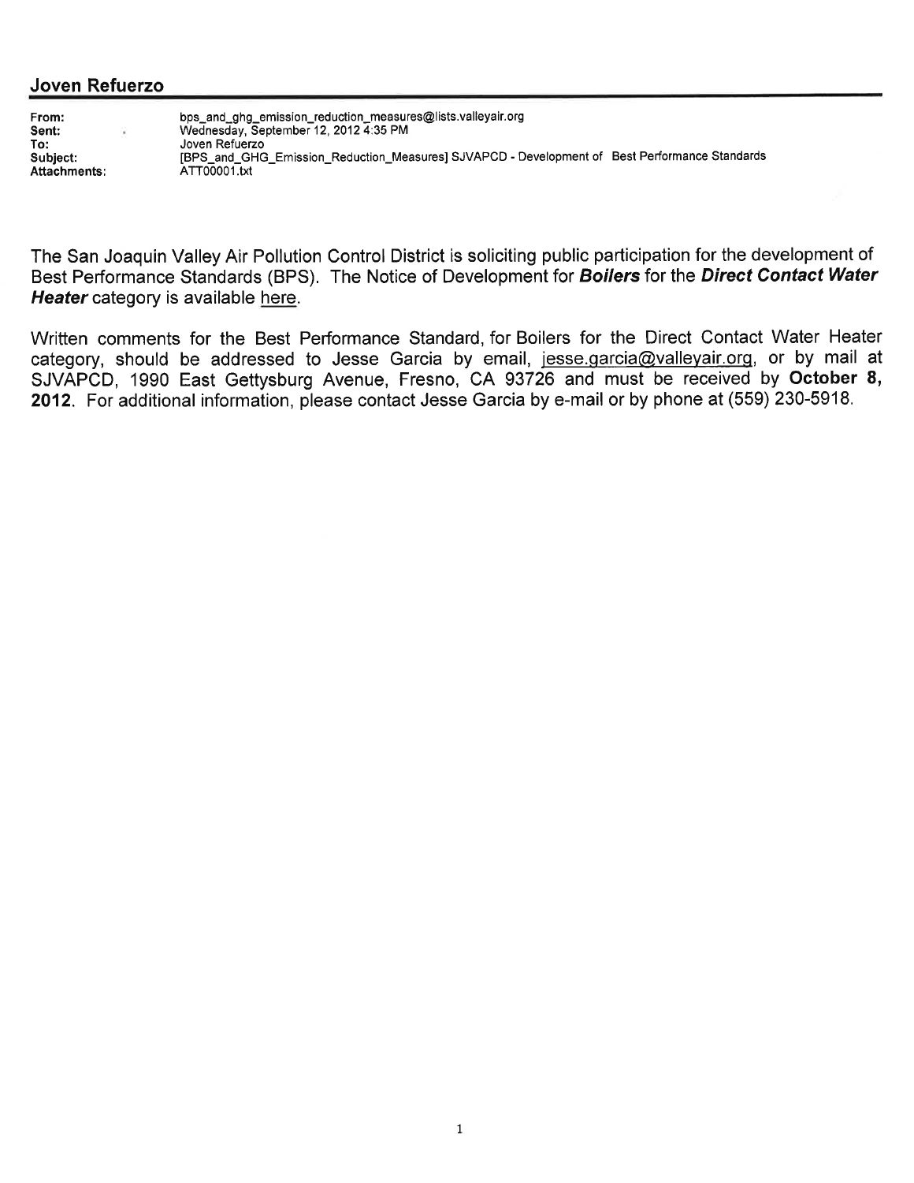**Joven Refuerzo**

| | |
|---|---|
| **From:** | bps_and_ghg_emission_reduction_measures@lists.valleyair.org |
| **Sent:** | Wednesday, September 12, 2012 4:35 PM |
| **To:** | Joven Refuerzo |
| **Subject:** | [BPS_and_GHG_Emission_Reduction_Measures] SJVAPCD - Development of Best Performance Standards |
| **Attachments:** | ATT00001.txt |

The San Joaquin Valley Air Pollution Control District is soliciting public participation for the development of Best Performance Standards (BPS). The Notice of Development for ***Boilers*** for the ***Direct Contact Water Heater*** category is available here.

Written comments for the Best Performance Standard, for Boilers for the Direct Contact Water Heater category, should be addressed to Jesse Garcia by email, jesse.garcia@valleyair.org, or by mail at SJVAPCD, 1990 East Gettysburg Avenue, Fresno, CA 93726 and must be received by **October 8, 2012**. For additional information, please contact Jesse Garcia by e-mail or by phone at (559) 230-5918.